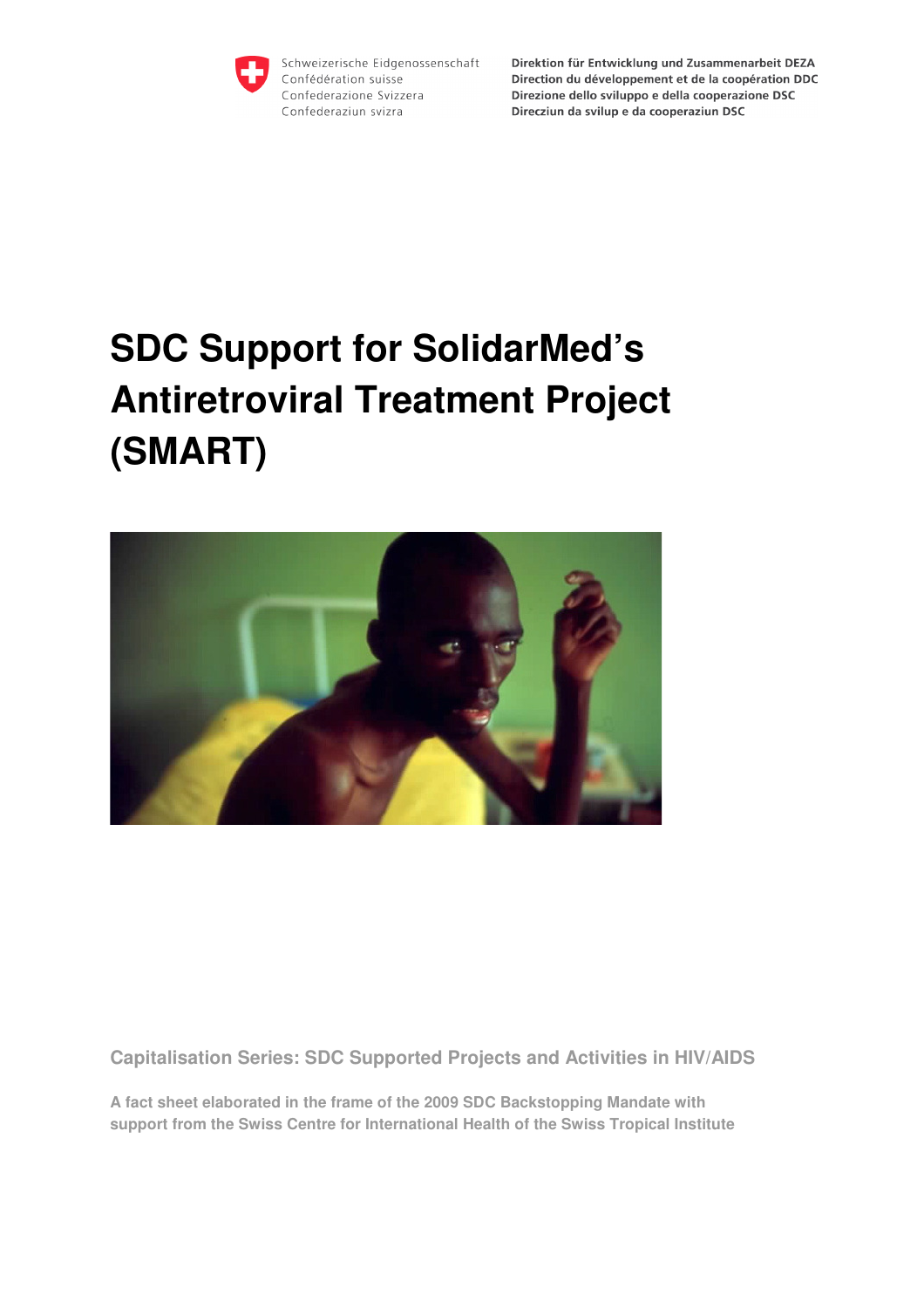Schweizerische Eidgenossenschaft
Confédération suisse
Confederazione Svizzera
Confederaziun svizra

**Direktion für Entwicklung und Zusammenarbeit DEZA**
**Direction du développement et de la coopération DDC**
**Direzione dello sviluppo e della cooperazione DSC**
**Direcziun da svilup e da cooperaziun DSC**

# SDC Support for SolidarMed's Antiretroviral Treatment Project (SMART)

**Capitalisation Series: SDC Supported Projects and Activities in HIV/AIDS**

**A fact sheet elaborated in the frame of the 2009 SDC Backstopping Mandate with support from the Swiss Centre for International Health of the Swiss Tropical Institute**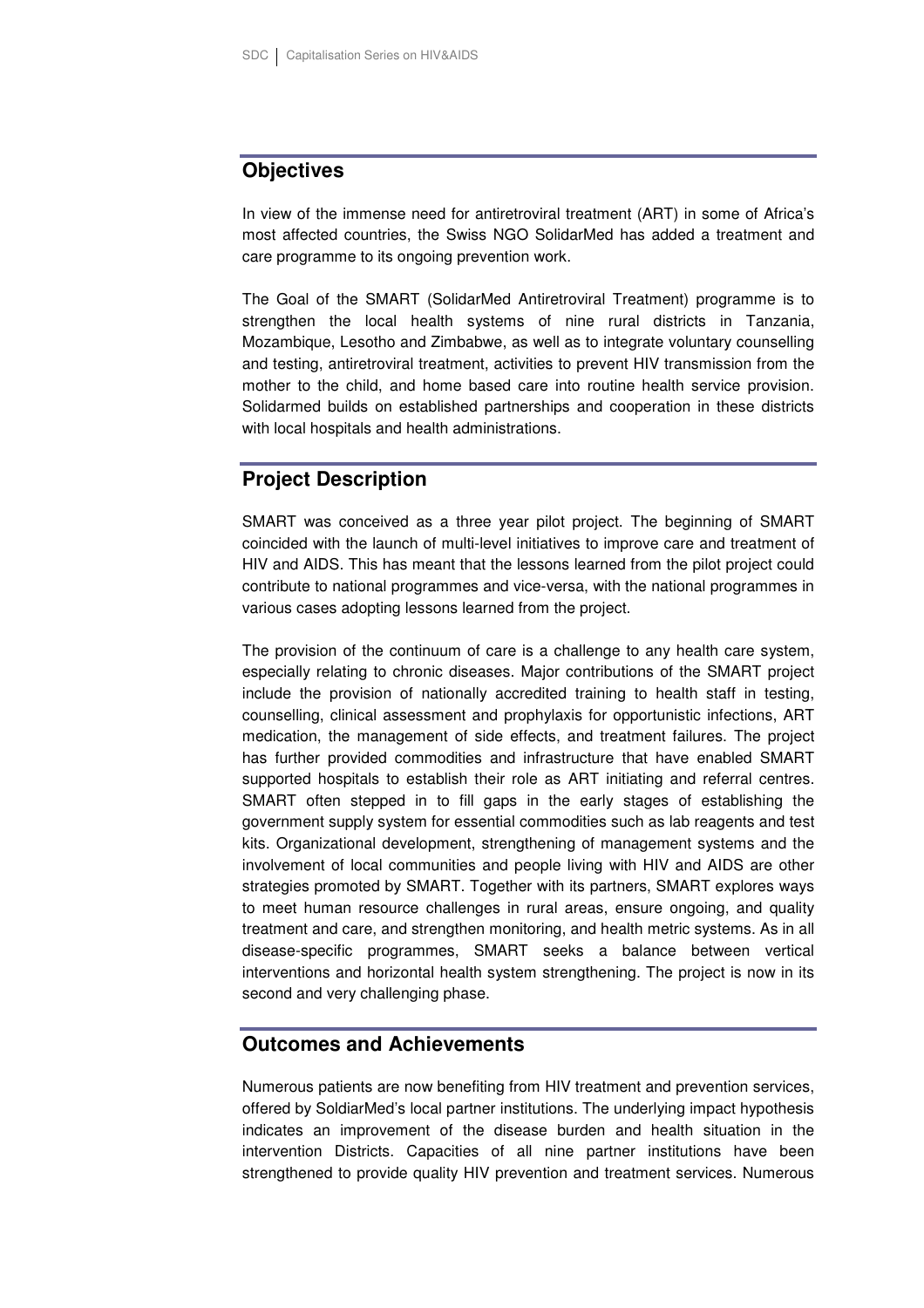## Objectives

In view of the immense need for antiretroviral treatment (ART) in some of Africa's most affected countries, the Swiss NGO SolidarMed has added a treatment and care programme to its ongoing prevention work.

The Goal of the SMART (SolidarMed Antiretroviral Treatment) programme is to strengthen the local health systems of nine rural districts in Tanzania, Mozambique, Lesotho and Zimbabwe, as well as to integrate voluntary counselling and testing, antiretroviral treatment, activities to prevent HIV transmission from the mother to the child, and home based care into routine health service provision. Solidarmed builds on established partnerships and cooperation in these districts with local hospitals and health administrations.

## Project Description

SMART was conceived as a three year pilot project. The beginning of SMART coincided with the launch of multi-level initiatives to improve care and treatment of HIV and AIDS. This has meant that the lessons learned from the pilot project could contribute to national programmes and vice-versa, with the national programmes in various cases adopting lessons learned from the project.

The provision of the continuum of care is a challenge to any health care system, especially relating to chronic diseases. Major contributions of the SMART project include the provision of nationally accredited training to health staff in testing, counselling, clinical assessment and prophylaxis for opportunistic infections, ART medication, the management of side effects, and treatment failures. The project has further provided commodities and infrastructure that have enabled SMART supported hospitals to establish their role as ART initiating and referral centres. SMART often stepped in to fill gaps in the early stages of establishing the government supply system for essential commodities such as lab reagents and test kits. Organizational development, strengthening of management systems and the involvement of local communities and people living with HIV and AIDS are other strategies promoted by SMART. Together with its partners, SMART explores ways to meet human resource challenges in rural areas, ensure ongoing, and quality treatment and care, and strengthen monitoring, and health metric systems. As in all disease-specific programmes, SMART seeks a balance between vertical interventions and horizontal health system strengthening. The project is now in its second and very challenging phase.

## Outcomes and Achievements

Numerous patients are now benefiting from HIV treatment and prevention services, offered by SoldiarMed's local partner institutions. The underlying impact hypothesis indicates an improvement of the disease burden and health situation in the intervention Districts. Capacities of all nine partner institutions have been strengthened to provide quality HIV prevention and treatment services. Numerous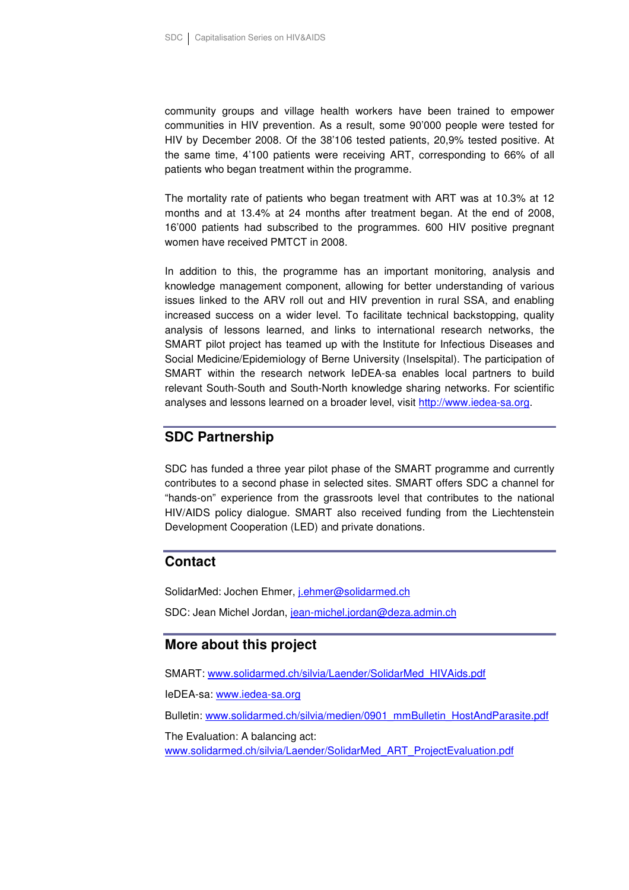community groups and village health workers have been trained to empower communities in HIV prevention. As a result, some 90'000 people were tested for HIV by December 2008. Of the 38'106 tested patients, 20,9% tested positive. At the same time, 4'100 patients were receiving ART, corresponding to 66% of all patients who began treatment within the programme.

The mortality rate of patients who began treatment with ART was at 10.3% at 12 months and at 13.4% at 24 months after treatment began. At the end of 2008, 16'000 patients had subscribed to the programmes. 600 HIV positive pregnant women have received PMTCT in 2008.

In addition to this, the programme has an important monitoring, analysis and knowledge management component, allowing for better understanding of various issues linked to the ARV roll out and HIV prevention in rural SSA, and enabling increased success on a wider level. To facilitate technical backstopping, quality analysis of lessons learned, and links to international research networks, the SMART pilot project has teamed up with the Institute for Infectious Diseases and Social Medicine/Epidemiology of Berne University (Inselspital). The participation of SMART within the research network IeDEA-sa enables local partners to build relevant South-South and South-North knowledge sharing networks. For scientific analyses and lessons learned on a broader level, visit http://www.iedea-sa.org.

## SDC Partnership

SDC has funded a three year pilot phase of the SMART programme and currently contributes to a second phase in selected sites. SMART offers SDC a channel for "hands-on" experience from the grassroots level that contributes to the national HIV/AIDS policy dialogue. SMART also received funding from the Liechtenstein Development Cooperation (LED) and private donations.

## Contact

SolidarMed: Jochen Ehmer, j.ehmer@solidarmed.ch

SDC: Jean Michel Jordan, jean-michel.jordan@deza.admin.ch

## More about this project

SMART: www.solidarmed.ch/silvia/Laender/SolidarMed_HIVAids.pdf

IeDEA-sa: www.iedea-sa.org

Bulletin: www.solidarmed.ch/silvia/medien/0901_mmBulletin_HostAndParasite.pdf

The Evaluation: A balancing act:
www.solidarmed.ch/silvia/Laender/SolidarMed_ART_ProjectEvaluation.pdf